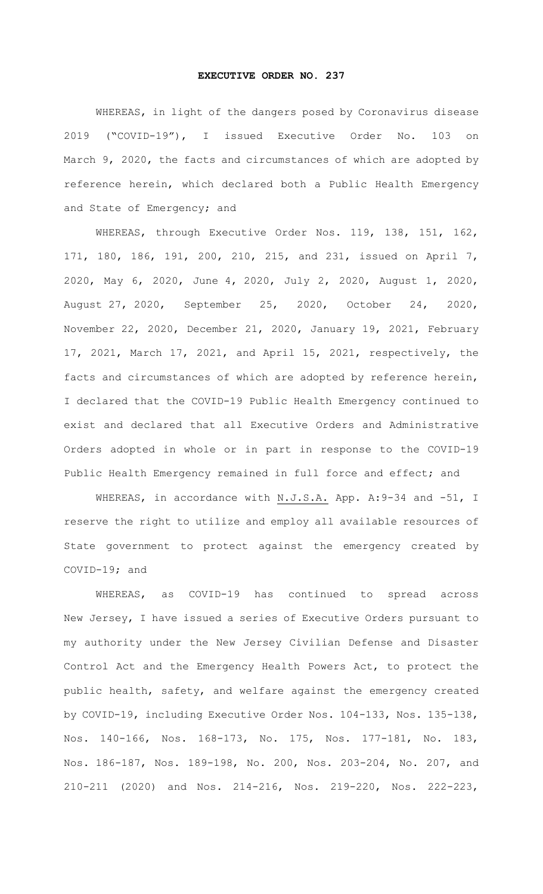**EXECUTIVE ORDER NO. 237**

WHEREAS, in light of the dangers posed by Coronavirus disease 2019 ("COVID-19"), I issued Executive Order No. 103 on March 9, 2020, the facts and circumstances of which are adopted by reference herein, which declared both a Public Health Emergency and State of Emergency; and

WHEREAS, through Executive Order Nos. 119, 138, 151, 162, 171, 180, 186, 191, 200, 210, 215, and 231, issued on April 7, 2020, May 6, 2020, June 4, 2020, July 2, 2020, August 1, 2020, August 27, 2020, September 25, 2020, October 24, 2020, November 22, 2020, December 21, 2020, January 19, 2021, February 17, 2021, March 17, 2021, and April 15, 2021, respectively, the facts and circumstances of which are adopted by reference herein, I declared that the COVID-19 Public Health Emergency continued to exist and declared that all Executive Orders and Administrative Orders adopted in whole or in part in response to the COVID-19 Public Health Emergency remained in full force and effect; and

WHEREAS, in accordance with N.J.S.A. App. A:9-34 and -51, I reserve the right to utilize and employ all available resources of State government to protect against the emergency created by COVID-19; and

WHEREAS, as COVID-19 has continued to spread across New Jersey, I have issued a series of Executive Orders pursuant to my authority under the New Jersey Civilian Defense and Disaster Control Act and the Emergency Health Powers Act, to protect the public health, safety, and welfare against the emergency created by COVID-19, including Executive Order Nos. 104-133, Nos. 135-138, Nos. 140-166, Nos. 168-173, No. 175, Nos. 177-181, No. 183, Nos. 186-187, Nos. 189-198, No. 200, Nos. 203-204, No. 207, and 210-211 (2020) and Nos. 214-216, Nos. 219-220, Nos. 222-223,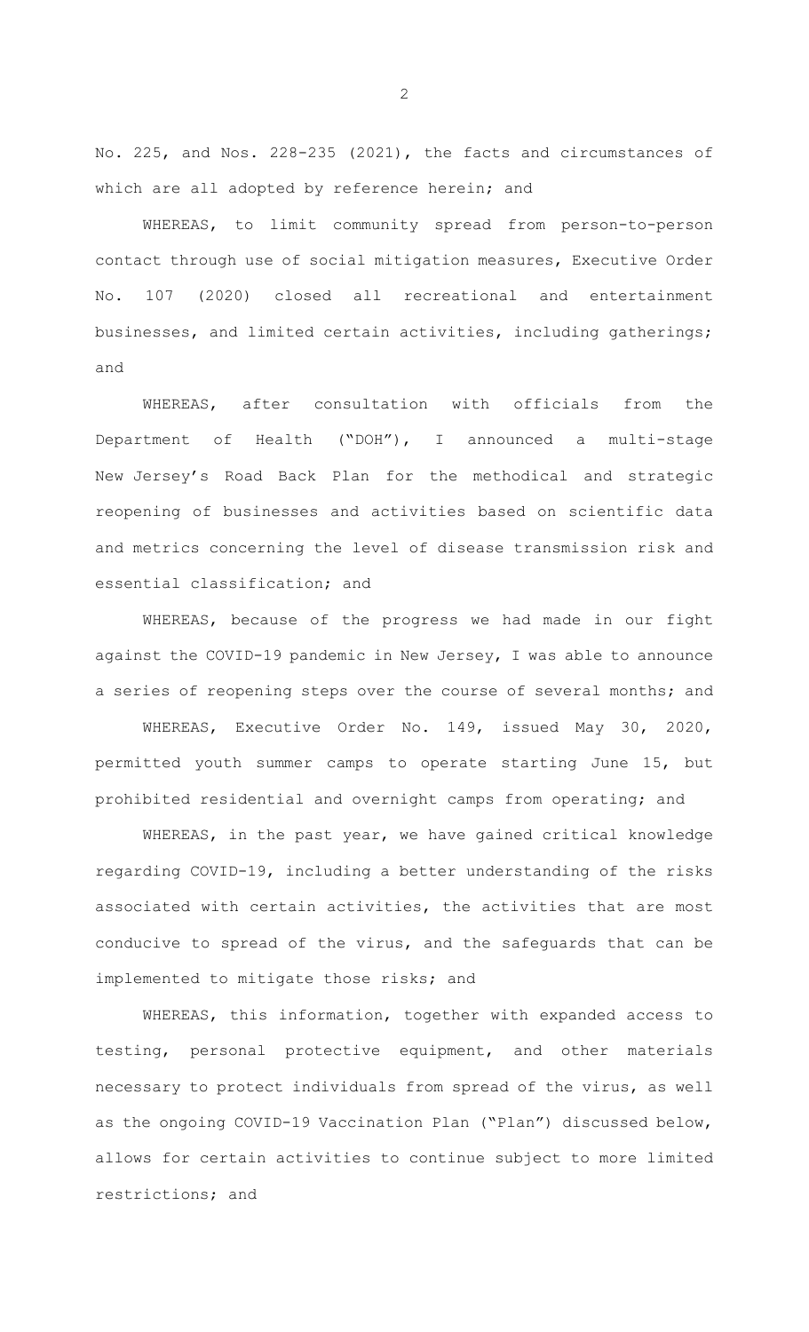No. 225, and Nos. 228-235 (2021), the facts and circumstances of which are all adopted by reference herein; and

WHEREAS, to limit community spread from person-to-person contact through use of social mitigation measures, Executive Order No. 107 (2020) closed all recreational and entertainment businesses, and limited certain activities, including gatherings; and

WHEREAS, after consultation with officials from the Department of Health ("DOH"), I announced a multi-stage New Jersey's Road Back Plan for the methodical and strategic reopening of businesses and activities based on scientific data and metrics concerning the level of disease transmission risk and essential classification; and

WHEREAS, because of the progress we had made in our fight against the COVID-19 pandemic in New Jersey, I was able to announce a series of reopening steps over the course of several months; and

WHEREAS, Executive Order No. 149, issued May 30, 2020, permitted youth summer camps to operate starting June 15, but prohibited residential and overnight camps from operating; and

WHEREAS, in the past year, we have gained critical knowledge regarding COVID-19, including a better understanding of the risks associated with certain activities, the activities that are most conducive to spread of the virus, and the safeguards that can be implemented to mitigate those risks; and

WHEREAS, this information, together with expanded access to testing, personal protective equipment, and other materials necessary to protect individuals from spread of the virus, as well as the ongoing COVID-19 Vaccination Plan ("Plan") discussed below, allows for certain activities to continue subject to more limited restrictions; and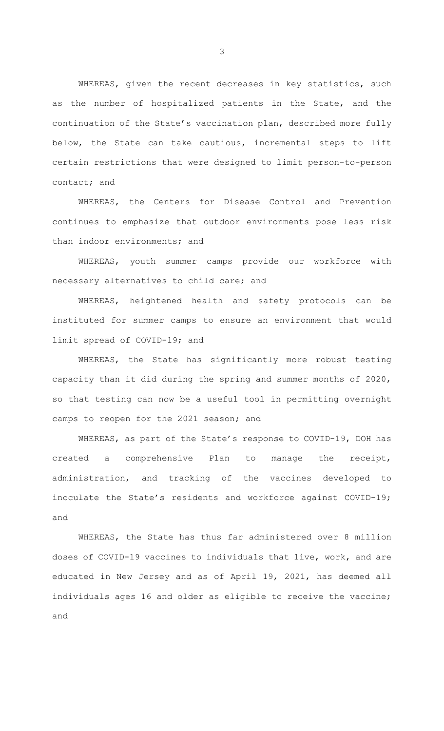WHEREAS, given the recent decreases in key statistics, such as the number of hospitalized patients in the State, and the continuation of the State's vaccination plan, described more fully below, the State can take cautious, incremental steps to lift certain restrictions that were designed to limit person-to-person contact; and

WHEREAS, the Centers for Disease Control and Prevention continues to emphasize that outdoor environments pose less risk than indoor environments; and

WHEREAS, youth summer camps provide our workforce with necessary alternatives to child care; and

WHEREAS, heightened health and safety protocols can be instituted for summer camps to ensure an environment that would limit spread of COVID-19; and

WHEREAS, the State has significantly more robust testing capacity than it did during the spring and summer months of 2020, so that testing can now be a useful tool in permitting overnight camps to reopen for the 2021 season; and

WHEREAS, as part of the State's response to COVID-19, DOH has created a comprehensive Plan to manage the receipt, administration, and tracking of the vaccines developed to inoculate the State's residents and workforce against COVID-19; and

WHEREAS, the State has thus far administered over 8 million doses of COVID-19 vaccines to individuals that live, work, and are educated in New Jersey and as of April 19, 2021, has deemed all individuals ages 16 and older as eligible to receive the vaccine; and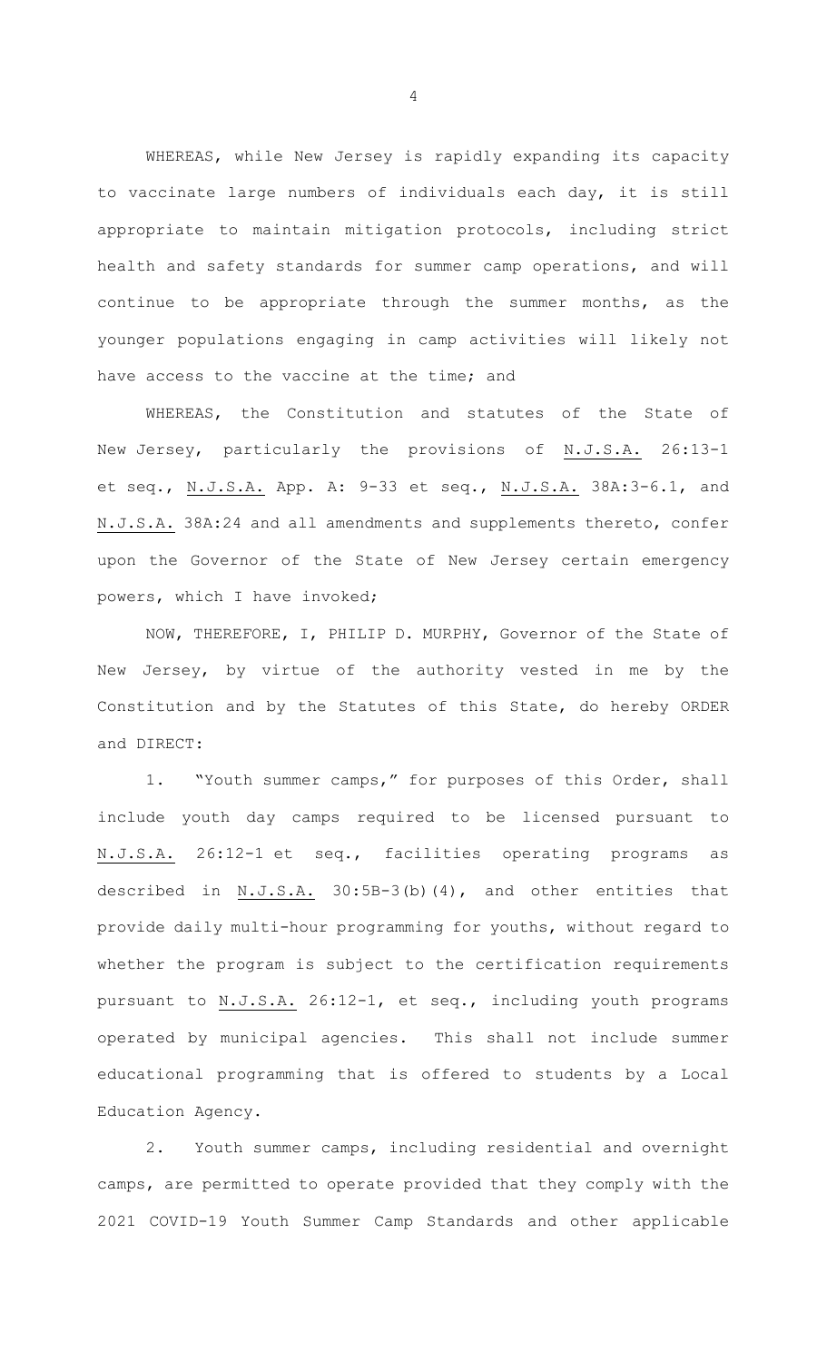WHEREAS, while New Jersey is rapidly expanding its capacity to vaccinate large numbers of individuals each day, it is still appropriate to maintain mitigation protocols, including strict health and safety standards for summer camp operations, and will continue to be appropriate through the summer months, as the younger populations engaging in camp activities will likely not have access to the vaccine at the time; and

WHEREAS, the Constitution and statutes of the State of New Jersey, particularly the provisions of N.J.S.A. 26:13-1 et seq., N.J.S.A. App. A: 9-33 et seq., N.J.S.A. 38A:3-6.1, and N.J.S.A. 38A:24 and all amendments and supplements thereto, confer upon the Governor of the State of New Jersey certain emergency powers, which I have invoked;

NOW, THEREFORE, I, PHILIP D. MURPHY, Governor of the State of New Jersey, by virtue of the authority vested in me by the Constitution and by the Statutes of this State, do hereby ORDER and DIRECT:

1. "Youth summer camps," for purposes of this Order, shall include youth day camps required to be licensed pursuant to N.J.S.A. 26:12-1 et seq., facilities operating programs as described in N.J.S.A. 30:5B-3(b)(4), and other entities that provide daily multi-hour programming for youths, without regard to whether the program is subject to the certification requirements pursuant to N.J.S.A. 26:12-1, et seq., including youth programs operated by municipal agencies. This shall not include summer educational programming that is offered to students by a Local Education Agency.

2. Youth summer camps, including residential and overnight camps, are permitted to operate provided that they comply with the 2021 COVID-19 Youth Summer Camp Standards and other applicable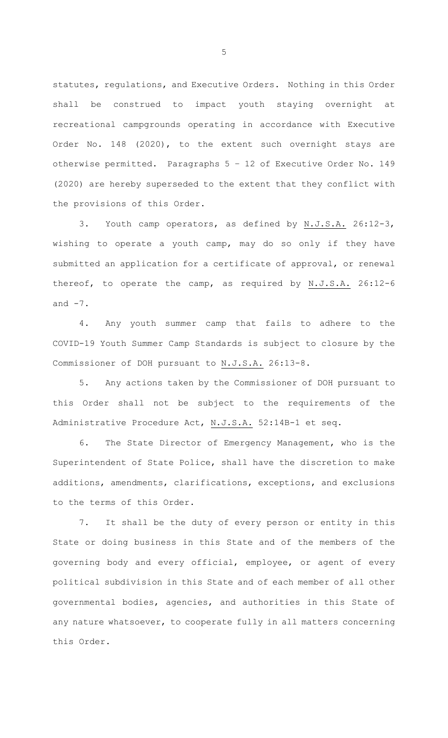statutes, regulations, and Executive Orders. Nothing in this Order shall be construed to impact youth staying overnight at recreational campgrounds operating in accordance with Executive Order No. 148 (2020), to the extent such overnight stays are otherwise permitted. Paragraphs 5 – 12 of Executive Order No. 149 (2020) are hereby superseded to the extent that they conflict with the provisions of this Order.

3. Youth camp operators, as defined by N.J.S.A. 26:12-3, wishing to operate a youth camp, may do so only if they have submitted an application for a certificate of approval, or renewal thereof, to operate the camp, as required by N.J.S.A. 26:12-6 and -7.

4. Any youth summer camp that fails to adhere to the COVID-19 Youth Summer Camp Standards is subject to closure by the Commissioner of DOH pursuant to N.J.S.A. 26:13-8.

5. Any actions taken by the Commissioner of DOH pursuant to this Order shall not be subject to the requirements of the Administrative Procedure Act, N.J.S.A. 52:14B-1 et seq.

6. The State Director of Emergency Management, who is the Superintendent of State Police, shall have the discretion to make additions, amendments, clarifications, exceptions, and exclusions to the terms of this Order.

7. It shall be the duty of every person or entity in this State or doing business in this State and of the members of the governing body and every official, employee, or agent of every political subdivision in this State and of each member of all other governmental bodies, agencies, and authorities in this State of any nature whatsoever, to cooperate fully in all matters concerning this Order.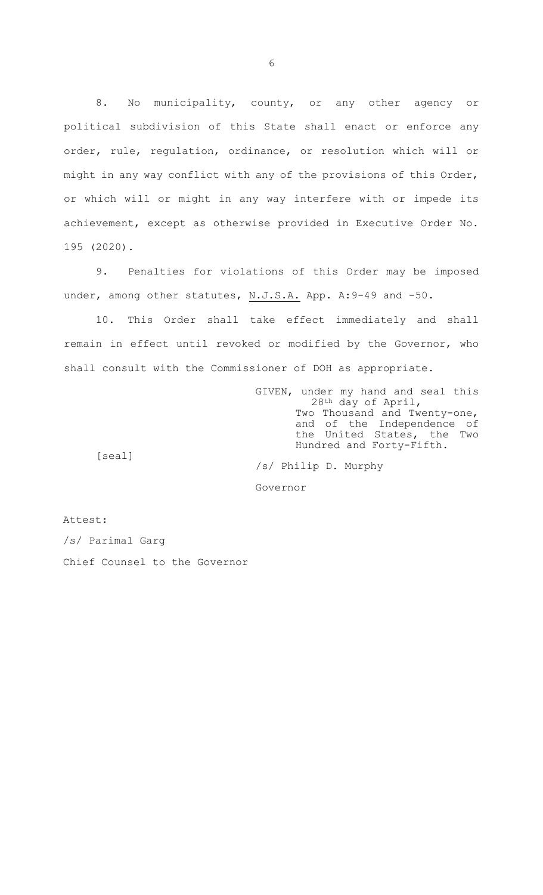8. No municipality, county, or any other agency or political subdivision of this State shall enact or enforce any order, rule, regulation, ordinance, or resolution which will or might in any way conflict with any of the provisions of this Order, or which will or might in any way interfere with or impede its achievement, except as otherwise provided in Executive Order No. 195 (2020).

9. Penalties for violations of this Order may be imposed under, among other statutes, N.J.S.A. App. A:9-49 and -50.

10. This Order shall take effect immediately and shall remain in effect until revoked or modified by the Governor, who shall consult with the Commissioner of DOH as appropriate.

GIVEN, under my hand and seal this 28th day of April, Two Thousand and Twenty-one, and of the Independence of the United States, the Two Hundred and Forty-Fifth.

[seal]

/s/ Philip D. Murphy

Governor

Attest:

/s/ Parimal Garg

Chief Counsel to the Governor